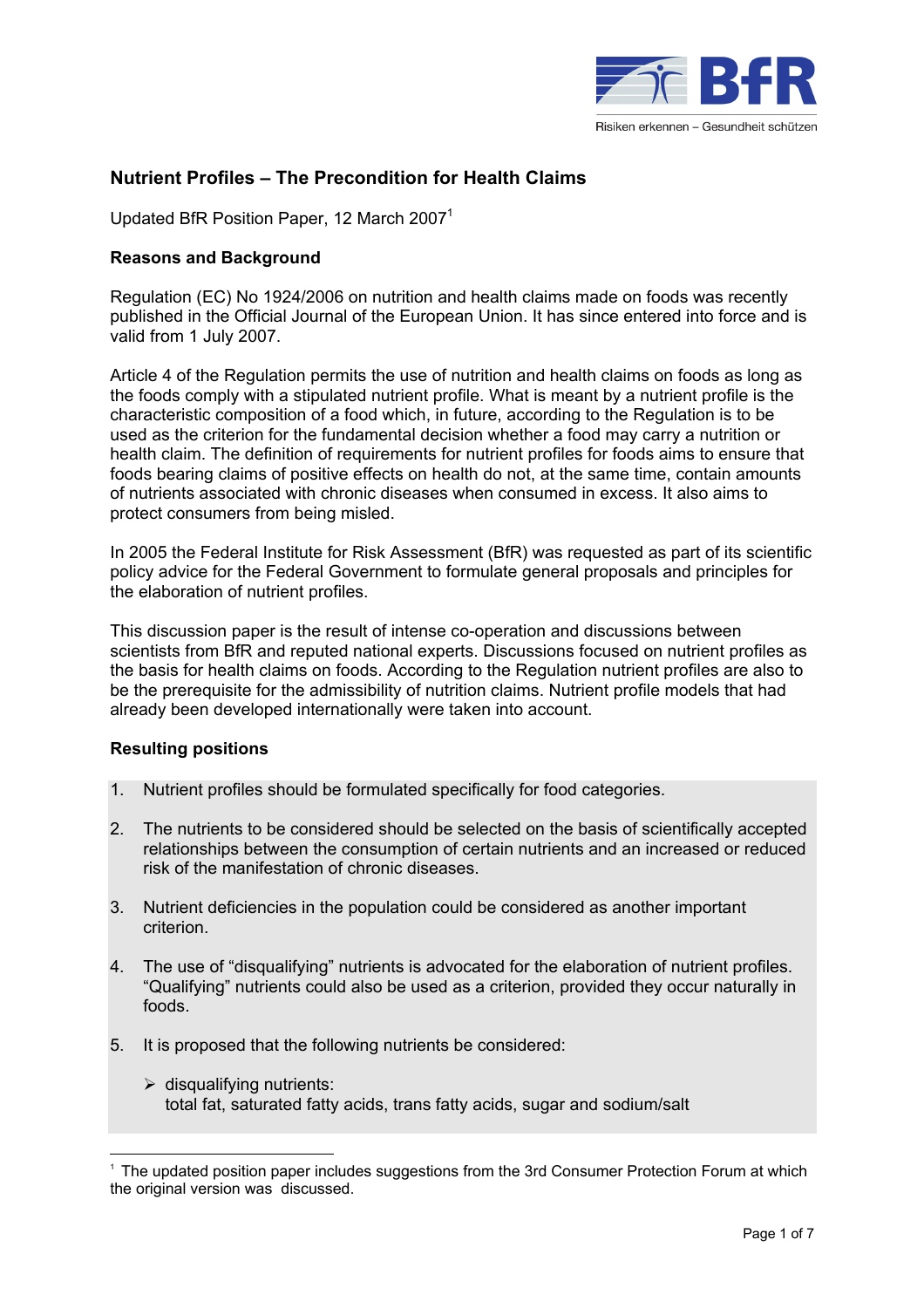## Nutrient Profiles – The Precondition for Health Claims

Updated BfR Position Paper, 12 March 2007[1]

### Reasons and Background

Regulation (EC) No 1924/2006 on nutrition and health claims made on foods was recently published in the Official Journal of the European Union. It has since entered into force and is valid from 1 July 2007.

Article 4 of the Regulation permits the use of nutrition and health claims on foods as long as the foods comply with a stipulated nutrient profile. What is meant by a nutrient profile is the characteristic composition of a food which, in future, according to the Regulation is to be used as the criterion for the fundamental decision whether a food may carry a nutrition or health claim. The definition of requirements for nutrient profiles for foods aims to ensure that foods bearing claims of positive effects on health do not, at the same time, contain amounts of nutrients associated with chronic diseases when consumed in excess. It also aims to protect consumers from being misled.

In 2005 the Federal Institute for Risk Assessment (BfR) was requested as part of its scientific policy advice for the Federal Government to formulate general proposals and principles for the elaboration of nutrient profiles.

This discussion paper is the result of intense co-operation and discussions between scientists from BfR and reputed national experts. Discussions focused on nutrient profiles as the basis for health claims on foods. According to the Regulation nutrient profiles are also to be the prerequisite for the admissibility of nutrition claims. Nutrient profile models that had already been developed internationally were taken into account.

### Resulting positions

1. Nutrient profiles should be formulated specifically for food categories.

2. The nutrients to be considered should be selected on the basis of scientifically accepted relationships between the consumption of certain nutrients and an increased or reduced risk of the manifestation of chronic diseases.

3. Nutrient deficiencies in the population could be considered as another important criterion.

4. The use of “disqualifying” nutrients is advocated for the elaboration of nutrient profiles. “Qualifying” nutrients could also be used as a criterion, provided they occur naturally in foods.

5. It is proposed that the following nutrients be considered:

   - disqualifying nutrients:
     total fat, saturated fatty acids, trans fatty acids, sugar and sodium/salt

[1] The updated position paper includes suggestions from the 3rd Consumer Protection Forum at which the original version was discussed.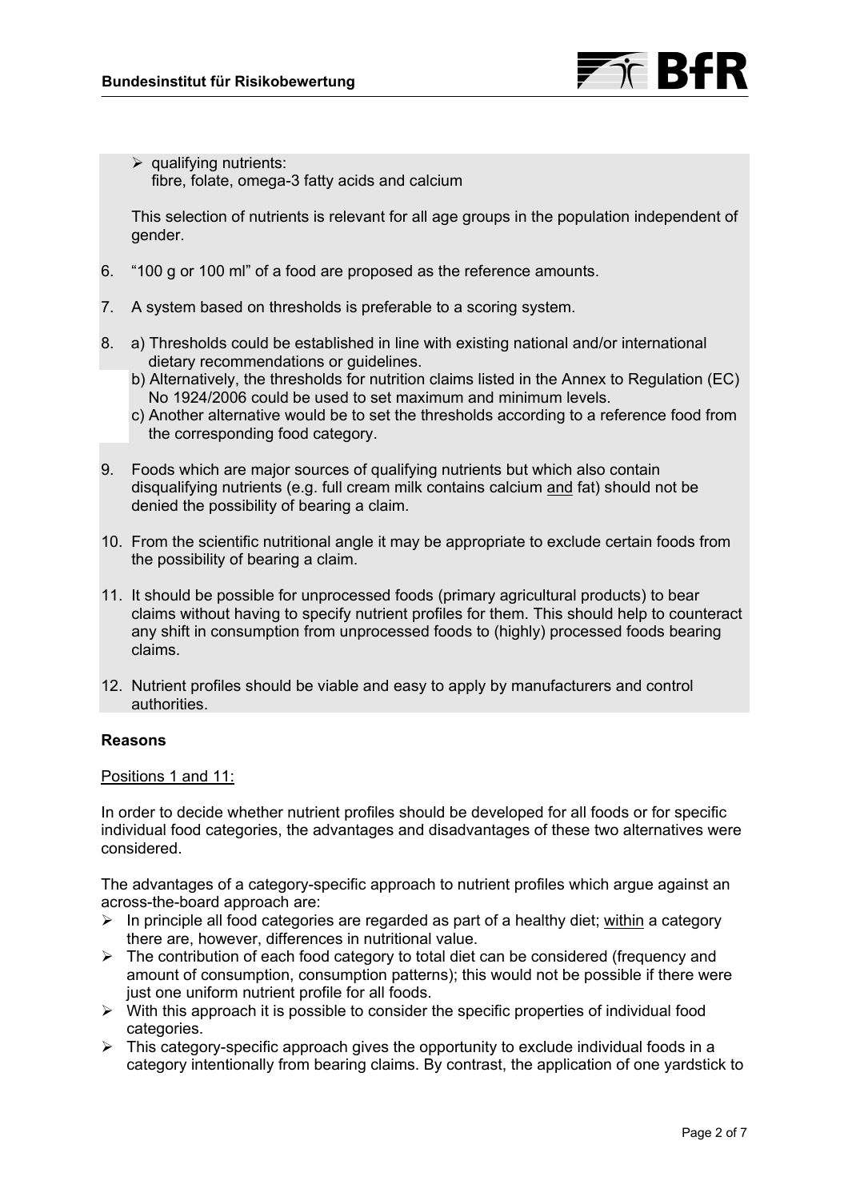- qualifying nutrients:
  fibre, folate, omega-3 fatty acids and calcium

  This selection of nutrients is relevant for all age groups in the population independent of gender.

6. "100 g or 100 ml" of a food are proposed as the reference amounts.

7. A system based on thresholds is preferable to a scoring system.

8. a) Thresholds could be established in line with existing national and/or international dietary recommendations or guidelines.
   b) Alternatively, the thresholds for nutrition claims listed in the Annex to Regulation (EC) No 1924/2006 could be used to set maximum and minimum levels.
   c) Another alternative would be to set the thresholds according to a reference food from the corresponding food category.

9. Foods which are major sources of qualifying nutrients but which also contain disqualifying nutrients (e.g. full cream milk contains calcium and fat) should not be denied the possibility of bearing a claim.

10. From the scientific nutritional angle it may be appropriate to exclude certain foods from the possibility of bearing a claim.

11. It should be possible for unprocessed foods (primary agricultural products) to bear claims without having to specify nutrient profiles for them. This should help to counteract any shift in consumption from unprocessed foods to (highly) processed foods bearing claims.

12. Nutrient profiles should be viable and easy to apply by manufacturers and control authorities.

**Reasons**

Positions 1 and 11:

In order to decide whether nutrient profiles should be developed for all foods or for specific individual food categories, the advantages and disadvantages of these two alternatives were considered.

The advantages of a category-specific approach to nutrient profiles which argue against an across-the-board approach are:

- In principle all food categories are regarded as part of a healthy diet; within a category there are, however, differences in nutritional value.
- The contribution of each food category to total diet can be considered (frequency and amount of consumption, consumption patterns); this would not be possible if there were just one uniform nutrient profile for all foods.
- With this approach it is possible to consider the specific properties of individual food categories.
- This category-specific approach gives the opportunity to exclude individual foods in a category intentionally from bearing claims. By contrast, the application of one yardstick to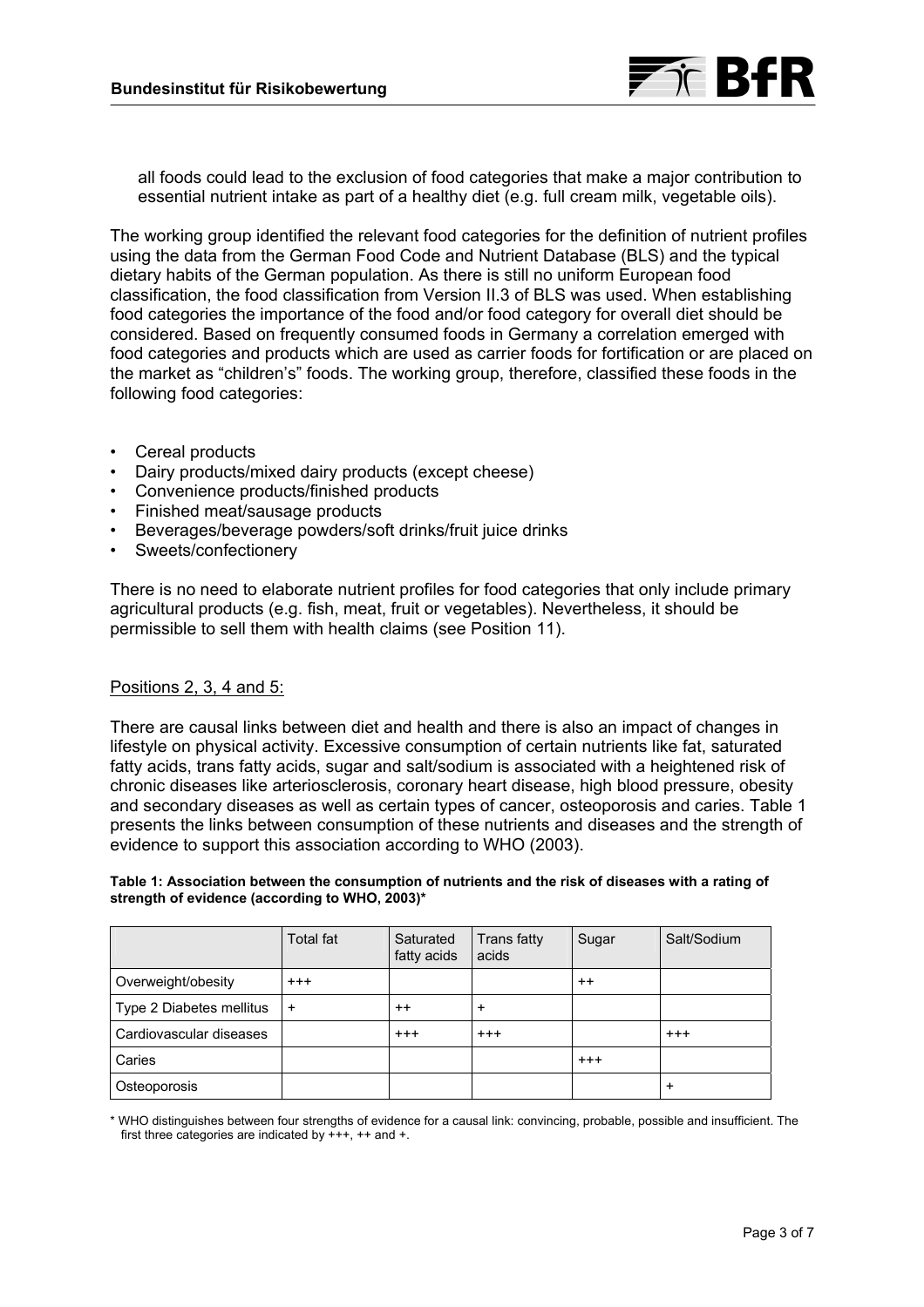all foods could lead to the exclusion of food categories that make a major contribution to essential nutrient intake as part of a healthy diet (e.g. full cream milk, vegetable oils).

The working group identified the relevant food categories for the definition of nutrient profiles using the data from the German Food Code and Nutrient Database (BLS) and the typical dietary habits of the German population. As there is still no uniform European food classification, the food classification from Version II.3 of BLS was used. When establishing food categories the importance of the food and/or food category for overall diet should be considered. Based on frequently consumed foods in Germany a correlation emerged with food categories and products which are used as carrier foods for fortification or are placed on the market as "children's" foods. The working group, therefore, classified these foods in the following food categories:

- Cereal products
- Dairy products/mixed dairy products (except cheese)
- Convenience products/finished products
- Finished meat/sausage products
- Beverages/beverage powders/soft drinks/fruit juice drinks
- Sweets/confectionery

There is no need to elaborate nutrient profiles for food categories that only include primary agricultural products (e.g. fish, meat, fruit or vegetables). Nevertheless, it should be permissible to sell them with health claims (see Position 11).

Positions 2, 3, 4 and 5:

There are causal links between diet and health and there is also an impact of changes in lifestyle on physical activity. Excessive consumption of certain nutrients like fat, saturated fatty acids, trans fatty acids, sugar and salt/sodium is associated with a heightened risk of chronic diseases like arteriosclerosis, coronary heart disease, high blood pressure, obesity and secondary diseases as well as certain types of cancer, osteoporosis and caries. Table 1 presents the links between consumption of these nutrients and diseases and the strength of evidence to support this association according to WHO (2003).

**Table 1: Association between the consumption of nutrients and the risk of diseases with a rating of strength of evidence (according to WHO, 2003)***

| | Total fat | Saturated fatty acids | Trans fatty acids | Sugar | Salt/Sodium |
|---|---|---|---|---|---|
| Overweight/obesity | +++ | | | ++ | |
| Type 2 Diabetes mellitus | + | ++ | + | | |
| Cardiovascular diseases | | +++ | +++ | | +++ |
| Caries | | | | +++ | |
| Osteoporosis | | | | | + |

* WHO distinguishes between four strengths of evidence for a causal link: convincing, probable, possible and insufficient. The first three categories are indicated by +++, ++ and +.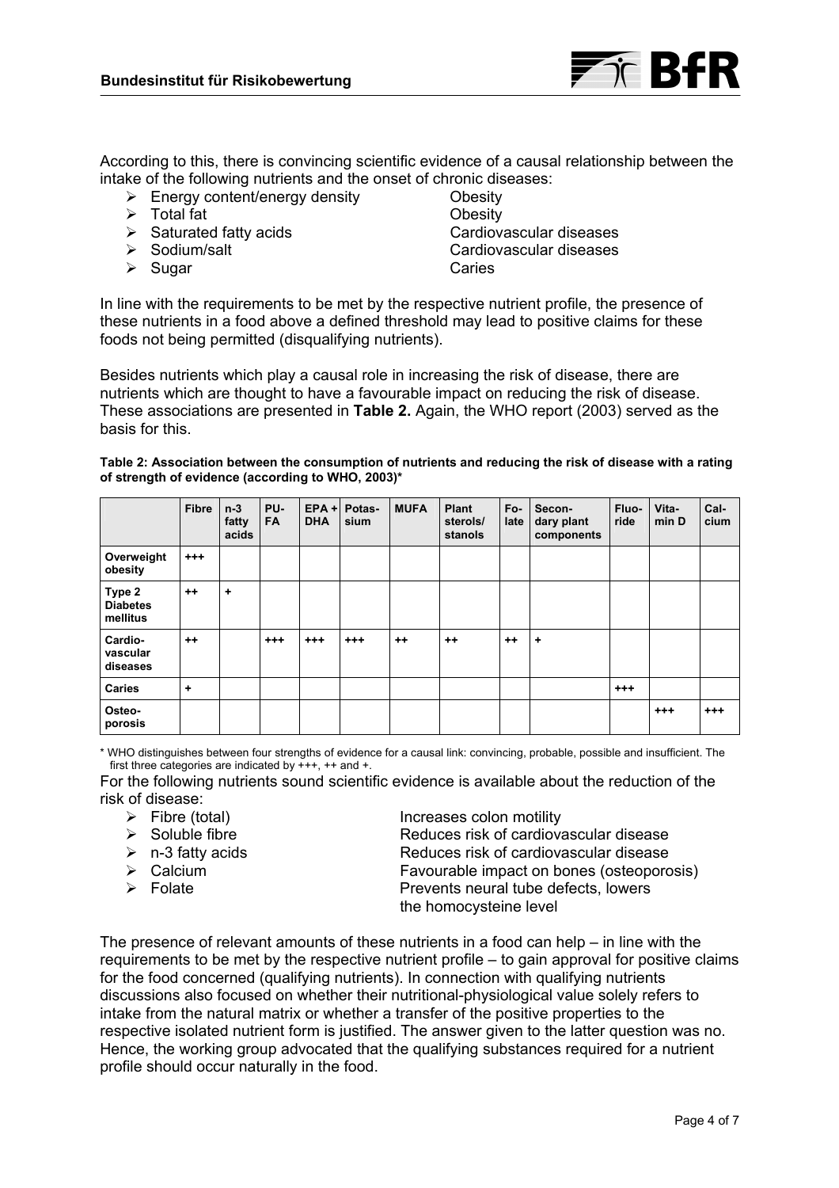According to this, there is convincing scientific evidence of a causal relationship between the intake of the following nutrients and the onset of chronic diseases:

- Energy content/energy density — Obesity
- Total fat — Obesity
- Saturated fatty acids — Cardiovascular diseases
- Sodium/salt — Cardiovascular diseases
- Sugar — Caries

In line with the requirements to be met by the respective nutrient profile, the presence of these nutrients in a food above a defined threshold may lead to positive claims for these foods not being permitted (disqualifying nutrients).

Besides nutrients which play a causal role in increasing the risk of disease, there are nutrients which are thought to have a favourable impact on reducing the risk of disease. These associations are presented in **Table 2.** Again, the WHO report (2003) served as the basis for this.

**Table 2: Association between the consumption of nutrients and reducing the risk of disease with a rating of strength of evidence (according to WHO, 2003)***

| | Fibre | n-3 fatty acids | PUFA | EPA + DHA | Potassium | MUFA | Plant sterols/ stanols | Folate | Secondary plant components | Fluoride | Vitamin D | Calcium |
|---|---|---|---|---|---|---|---|---|---|---|---|---|
| **Overweight obesity** | +++ | | | | | | | | | | | |
| **Type 2 Diabetes mellitus** | ++ | + | | | | | | | | | | |
| **Cardiovascular diseases** | ++ | | +++ | +++ | +++ | ++ | ++ | ++ | + | | | |
| **Caries** | + | | | | | | | | | +++ | | |
| **Osteoporosis** | | | | | | | | | | | +++ | +++ |

\* WHO distinguishes between four strengths of evidence for a causal link: convincing, probable, possible and insufficient. The first three categories are indicated by +++, ++ and +.

For the following nutrients sound scientific evidence is available about the reduction of the risk of disease:

- Fibre (total) — Increases colon motility
- Soluble fibre — Reduces risk of cardiovascular disease
- n-3 fatty acids — Reduces risk of cardiovascular disease
- Calcium — Favourable impact on bones (osteoporosis)
- Folate — Prevents neural tube defects, lowers the homocysteine level

The presence of relevant amounts of these nutrients in a food can help – in line with the requirements to be met by the respective nutrient profile – to gain approval for positive claims for the food concerned (qualifying nutrients). In connection with qualifying nutrients discussions also focused on whether their nutritional-physiological value solely refers to intake from the natural matrix or whether a transfer of the positive properties to the respective isolated nutrient form is justified. The answer given to the latter question was no. Hence, the working group advocated that the qualifying substances required for a nutrient profile should occur naturally in the food.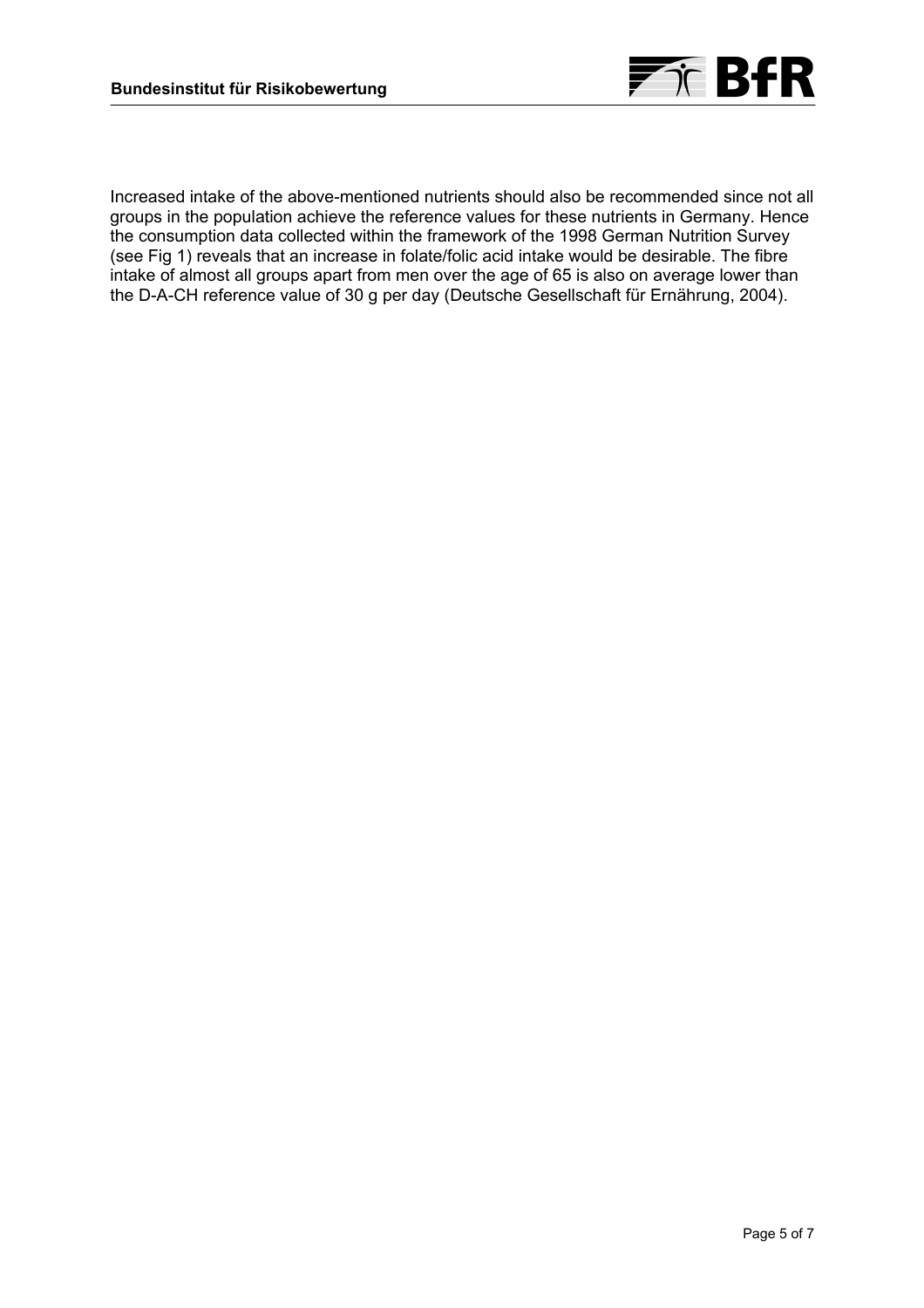Increased intake of the above-mentioned nutrients should also be recommended since not all groups in the population achieve the reference values for these nutrients in Germany. Hence the consumption data collected within the framework of the 1998 German Nutrition Survey (see Fig 1) reveals that an increase in folate/folic acid intake would be desirable. The fibre intake of almost all groups apart from men over the age of 65 is also on average lower than the D-A-CH reference value of 30 g per day (Deutsche Gesellschaft für Ernährung, 2004).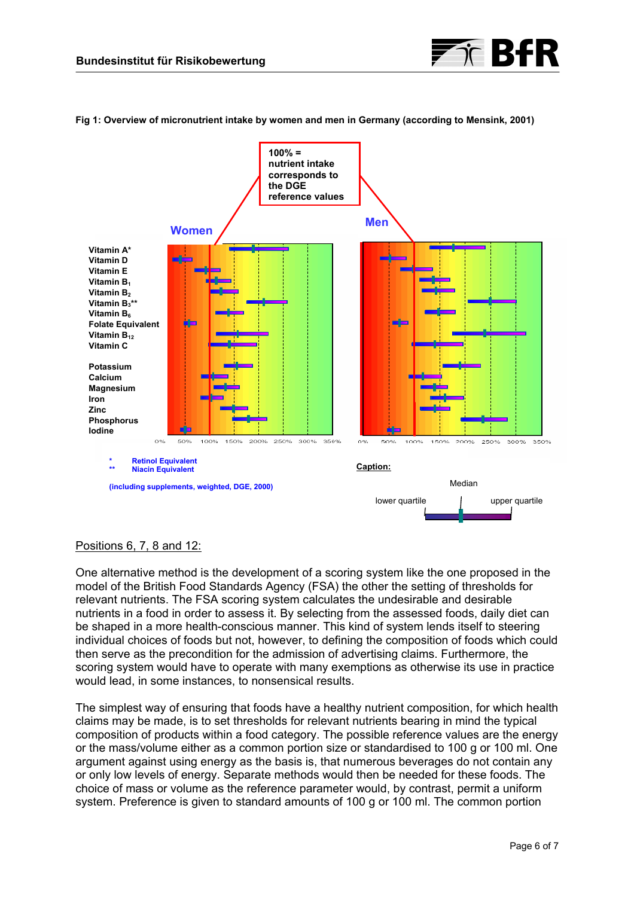**Fig 1: Overview of micronutrient intake by women and men in Germany (according to Mensink, 2001)**

100% = nutrient intake corresponds to the DGE reference values

Women / Men

Vitamin A*
Vitamin D
Vitamin E
Vitamin $B_1$
Vitamin $B_2$
Vitamin $B_3$**
Vitamin $B_6$
Folate Equivalent
Vitamin $B_{12}$
Vitamin C

Potassium
Calcium
Magnesium
Iron
Zinc
Phosphorus
Iodine

0% 50% 100% 150% 200% 250% 300% 350%

\* Retinol Equivalent
\** Niacin Equivalent

(including supplements, weighted, DGE, 2000)

Caption: lower quartile, Median, upper quartile

Positions 6, 7, 8 and 12:

One alternative method is the development of a scoring system like the one proposed in the model of the British Food Standards Agency (FSA) the other the setting of thresholds for relevant nutrients. The FSA scoring system calculates the undesirable and desirable nutrients in a food in order to assess it. By selecting from the assessed foods, daily diet can be shaped in a more health-conscious manner. This kind of system lends itself to steering individual choices of foods but not, however, to defining the composition of foods which could then serve as the precondition for the admission of advertising claims. Furthermore, the scoring system would have to operate with many exemptions as otherwise its use in practice would lead, in some instances, to nonsensical results.

The simplest way of ensuring that foods have a healthy nutrient composition, for which health claims may be made, is to set thresholds for relevant nutrients bearing in mind the typical composition of products within a food category. The possible reference values are the energy or the mass/volume either as a common portion size or standardised to 100 g or 100 ml. One argument against using energy as the basis is, that numerous beverages do not contain any or only low levels of energy. Separate methods would then be needed for these foods. The choice of mass or volume as the reference parameter would, by contrast, permit a uniform system. Preference is given to standard amounts of 100 g or 100 ml. The common portion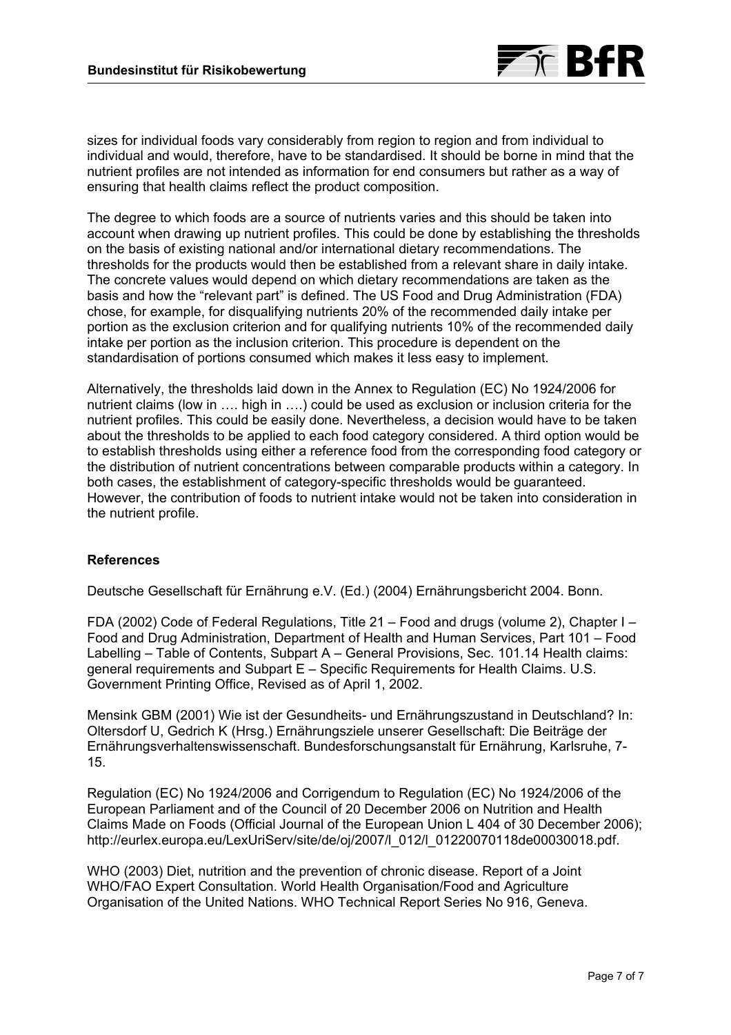sizes for individual foods vary considerably from region to region and from individual to individual and would, therefore, have to be standardised. It should be borne in mind that the nutrient profiles are not intended as information for end consumers but rather as a way of ensuring that health claims reflect the product composition.

The degree to which foods are a source of nutrients varies and this should be taken into account when drawing up nutrient profiles. This could be done by establishing the thresholds on the basis of existing national and/or international dietary recommendations. The thresholds for the products would then be established from a relevant share in daily intake. The concrete values would depend on which dietary recommendations are taken as the basis and how the "relevant part" is defined. The US Food and Drug Administration (FDA) chose, for example, for disqualifying nutrients 20% of the recommended daily intake per portion as the exclusion criterion and for qualifying nutrients 10% of the recommended daily intake per portion as the inclusion criterion. This procedure is dependent on the standardisation of portions consumed which makes it less easy to implement.

Alternatively, the thresholds laid down in the Annex to Regulation (EC) No 1924/2006 for nutrient claims (low in …. high in ….) could be used as exclusion or inclusion criteria for the nutrient profiles. This could be easily done. Nevertheless, a decision would have to be taken about the thresholds to be applied to each food category considered. A third option would be to establish thresholds using either a reference food from the corresponding food category or the distribution of nutrient concentrations between comparable products within a category. In both cases, the establishment of category-specific thresholds would be guaranteed. However, the contribution of foods to nutrient intake would not be taken into consideration in the nutrient profile.

**References**

Deutsche Gesellschaft für Ernährung e.V. (Ed.) (2004) Ernährungsbericht 2004. Bonn.

FDA (2002) Code of Federal Regulations, Title 21 – Food and drugs (volume 2), Chapter I – Food and Drug Administration, Department of Health and Human Services, Part 101 – Food Labelling – Table of Contents, Subpart A – General Provisions, Sec. 101.14 Health claims: general requirements and Subpart E – Specific Requirements for Health Claims. U.S. Government Printing Office, Revised as of April 1, 2002.

Mensink GBM (2001) Wie ist der Gesundheits- und Ernährungszustand in Deutschland? In: Oltersdorf U, Gedrich K (Hrsg.) Ernährungsziele unserer Gesellschaft: Die Beiträge der Ernährungsverhaltenswissenschaft. Bundesforschungsanstalt für Ernährung, Karlsruhe, 7-15.

Regulation (EC) No 1924/2006 and Corrigendum to Regulation (EC) No 1924/2006 of the European Parliament and of the Council of 20 December 2006 on Nutrition and Health Claims Made on Foods (Official Journal of the European Union L 404 of 30 December 2006); http://eurlex.europa.eu/LexUriServ/site/de/oj/2007/l_012/l_01220070118de00030018.pdf.

WHO (2003) Diet, nutrition and the prevention of chronic disease. Report of a Joint WHO/FAO Expert Consultation. World Health Organisation/Food and Agriculture Organisation of the United Nations. WHO Technical Report Series No 916, Geneva.